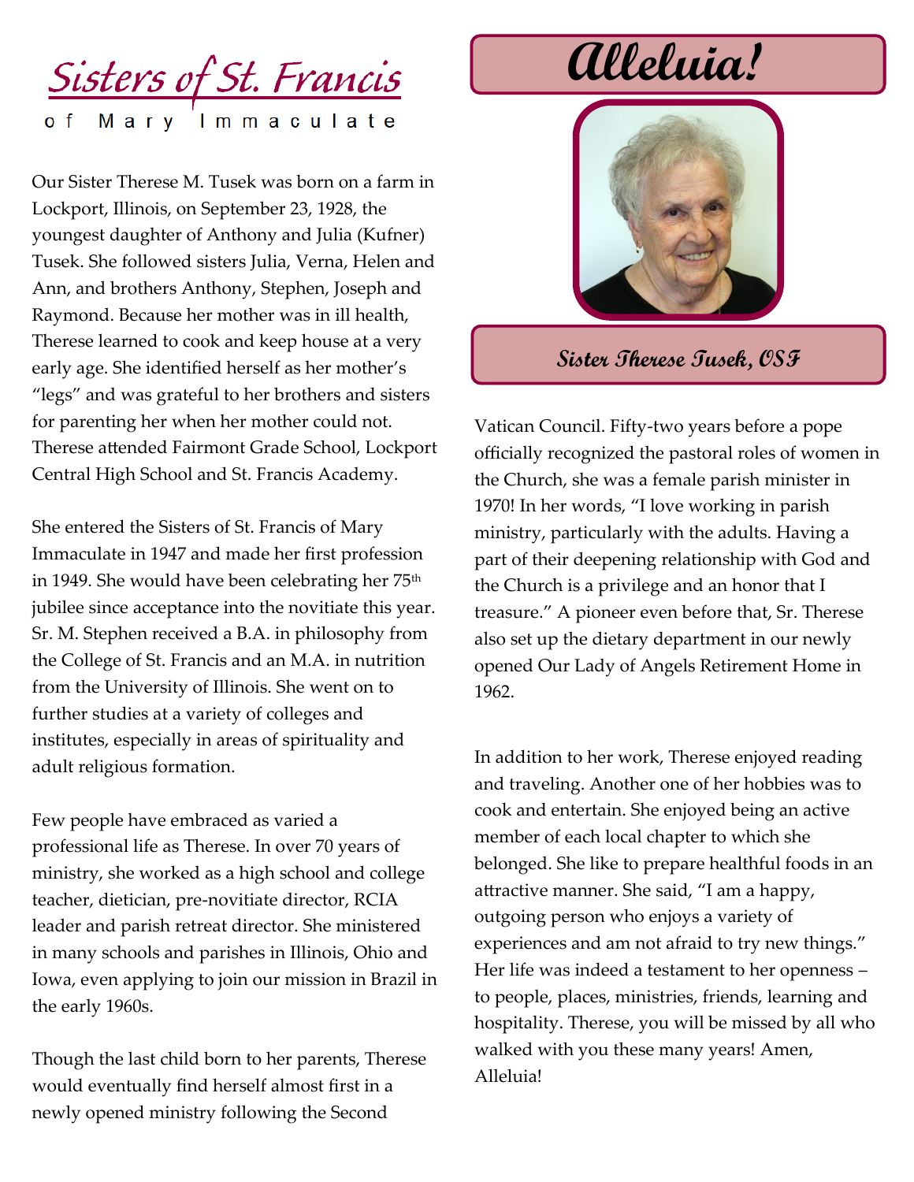# Sisters of St. Francis

of Mary Immaculate

## Alleluia!

**Sister Therese Tusek, OSF**

Our Sister Therese M. Tusek was born on a farm in Lockport, Illinois, on September 23, 1928, the youngest daughter of Anthony and Julia (Kufner) Tusek. She followed sisters Julia, Verna, Helen and Ann, and brothers Anthony, Stephen, Joseph and Raymond. Because her mother was in ill health, Therese learned to cook and keep house at a very early age. She identified herself as her mother's "legs" and was grateful to her brothers and sisters for parenting her when her mother could not. Therese attended Fairmont Grade School, Lockport Central High School and St. Francis Academy.

She entered the Sisters of St. Francis of Mary Immaculate in 1947 and made her first profession in 1949. She would have been celebrating her 75th jubilee since acceptance into the novitiate this year. Sr. M. Stephen received a B.A. in philosophy from the College of St. Francis and an M.A. in nutrition from the University of Illinois. She went on to further studies at a variety of colleges and institutes, especially in areas of spirituality and adult religious formation.

Few people have embraced as varied a professional life as Therese. In over 70 years of ministry, she worked as a high school and college teacher, dietician, pre-novitiate director, RCIA leader and parish retreat director. She ministered in many schools and parishes in Illinois, Ohio and Iowa, even applying to join our mission in Brazil in the early 1960s.

Though the last child born to her parents, Therese would eventually find herself almost first in a newly opened ministry following the Second Vatican Council. Fifty-two years before a pope officially recognized the pastoral roles of women in the Church, she was a female parish minister in 1970! In her words, "I love working in parish ministry, particularly with the adults. Having a part of their deepening relationship with God and the Church is a privilege and an honor that I treasure." A pioneer even before that, Sr. Therese also set up the dietary department in our newly opened Our Lady of Angels Retirement Home in 1962.

In addition to her work, Therese enjoyed reading and traveling. Another one of her hobbies was to cook and entertain. She enjoyed being an active member of each local chapter to which she belonged. She like to prepare healthful foods in an attractive manner. She said, "I am a happy, outgoing person who enjoys a variety of experiences and am not afraid to try new things." Her life was indeed a testament to her openness – to people, places, ministries, friends, learning and hospitality. Therese, you will be missed by all who walked with you these many years! Amen, Alleluia!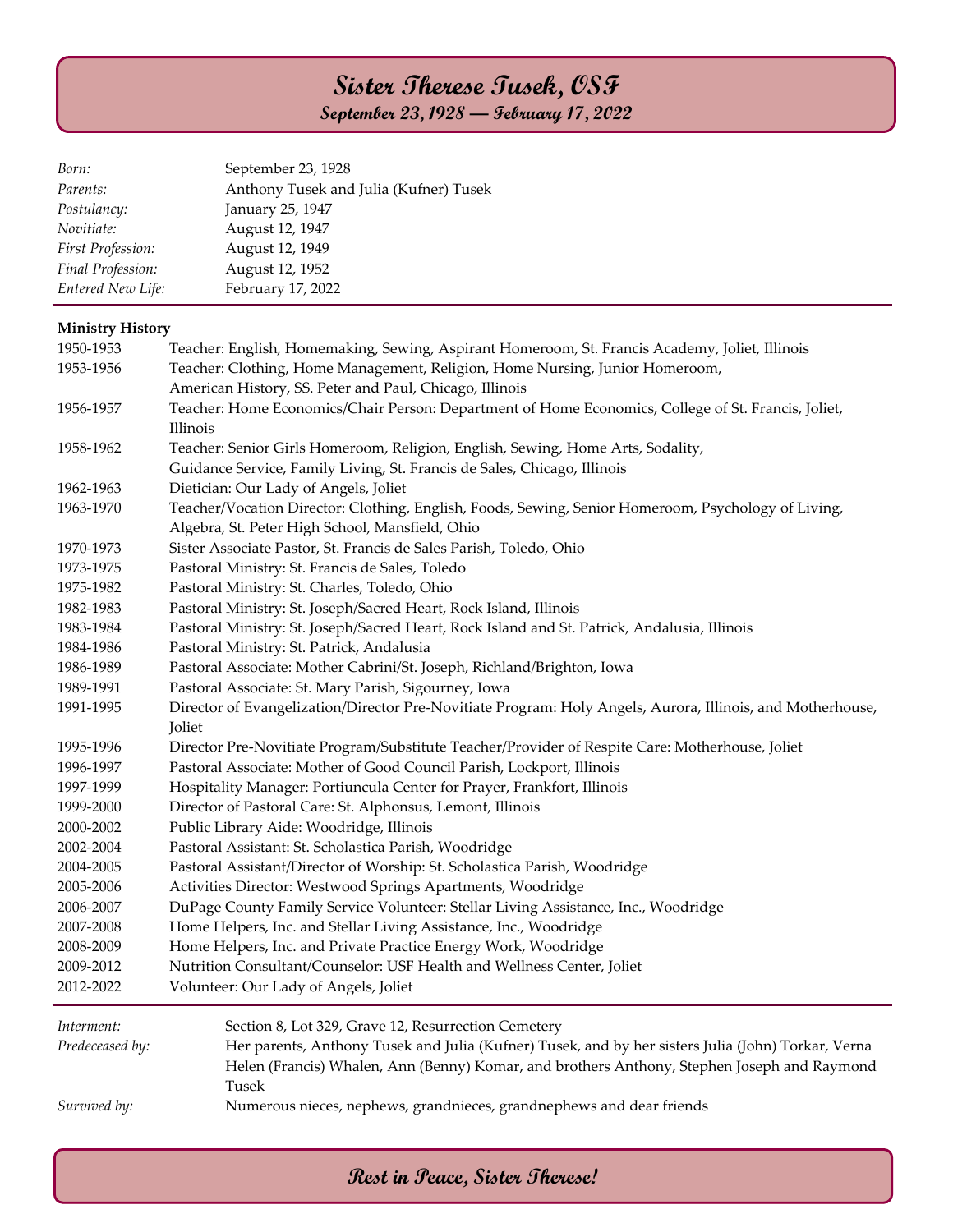# Sister Therese Tusek, OSF

**September 23, 1928 — February 17, 2022**

| | |
|---|---|
| *Born:* | September 23, 1928 |
| *Parents:* | Anthony Tusek and Julia (Kufner) Tusek |
| *Postulancy:* | January 25, 1947 |
| *Novitiate:* | August 12, 1947 |
| *First Profession:* | August 12, 1949 |
| *Final Profession:* | August 12, 1952 |
| *Entered New Life:* | February 17, 2022 |

**Ministry History**

| | |
|---|---|
| 1950-1953 | Teacher: English, Homemaking, Sewing, Aspirant Homeroom, St. Francis Academy, Joliet, Illinois |
| 1953-1956 | Teacher: Clothing, Home Management, Religion, Home Nursing, Junior Homeroom, American History, SS. Peter and Paul, Chicago, Illinois |
| 1956-1957 | Teacher: Home Economics/Chair Person: Department of Home Economics, College of St. Francis, Joliet, Illinois |
| 1958-1962 | Teacher: Senior Girls Homeroom, Religion, English, Sewing, Home Arts, Sodality, Guidance Service, Family Living, St. Francis de Sales, Chicago, Illinois |
| 1962-1963 | Dietician: Our Lady of Angels, Joliet |
| 1963-1970 | Teacher/Vocation Director: Clothing, English, Foods, Sewing, Senior Homeroom, Psychology of Living, Algebra, St. Peter High School, Mansfield, Ohio |
| 1970-1973 | Sister Associate Pastor, St. Francis de Sales Parish, Toledo, Ohio |
| 1973-1975 | Pastoral Ministry: St. Francis de Sales, Toledo |
| 1975-1982 | Pastoral Ministry: St. Charles, Toledo, Ohio |
| 1982-1983 | Pastoral Ministry: St. Joseph/Sacred Heart, Rock Island, Illinois |
| 1983-1984 | Pastoral Ministry: St. Joseph/Sacred Heart, Rock Island and St. Patrick, Andalusia, Illinois |
| 1984-1986 | Pastoral Ministry: St. Patrick, Andalusia |
| 1986-1989 | Pastoral Associate: Mother Cabrini/St. Joseph, Richland/Brighton, Iowa |
| 1989-1991 | Pastoral Associate: St. Mary Parish, Sigourney, Iowa |
| 1991-1995 | Director of Evangelization/Director Pre-Novitiate Program: Holy Angels, Aurora, Illinois, and Motherhouse, Joliet |
| 1995-1996 | Director Pre-Novitiate Program/Substitute Teacher/Provider of Respite Care: Motherhouse, Joliet |
| 1996-1997 | Pastoral Associate: Mother of Good Council Parish, Lockport, Illinois |
| 1997-1999 | Hospitality Manager: Portiuncula Center for Prayer, Frankfort, Illinois |
| 1999-2000 | Director of Pastoral Care: St. Alphonsus, Lemont, Illinois |
| 2000-2002 | Public Library Aide: Woodridge, Illinois |
| 2002-2004 | Pastoral Assistant: St. Scholastica Parish, Woodridge |
| 2004-2005 | Pastoral Assistant/Director of Worship: St. Scholastica Parish, Woodridge |
| 2005-2006 | Activities Director: Westwood Springs Apartments, Woodridge |
| 2006-2007 | DuPage County Family Service Volunteer: Stellar Living Assistance, Inc., Woodridge |
| 2007-2008 | Home Helpers, Inc. and Stellar Living Assistance, Inc., Woodridge |
| 2008-2009 | Home Helpers, Inc. and Private Practice Energy Work, Woodridge |
| 2009-2012 | Nutrition Consultant/Counselor: USF Health and Wellness Center, Joliet |
| 2012-2022 | Volunteer: Our Lady of Angels, Joliet |

| | |
|---|---|
| *Interment:* | Section 8, Lot 329, Grave 12, Resurrection Cemetery |
| *Predeceased by:* | Her parents, Anthony Tusek and Julia (Kufner) Tusek, and by her sisters Julia (John) Torkar, Verna Helen (Francis) Whalen, Ann (Benny) Komar, and brothers Anthony, Stephen Joseph and Raymond Tusek |
| *Survived by:* | Numerous nieces, nephews, grandnieces, grandnephews and dear friends |

**Rest in Peace, Sister Therese!**